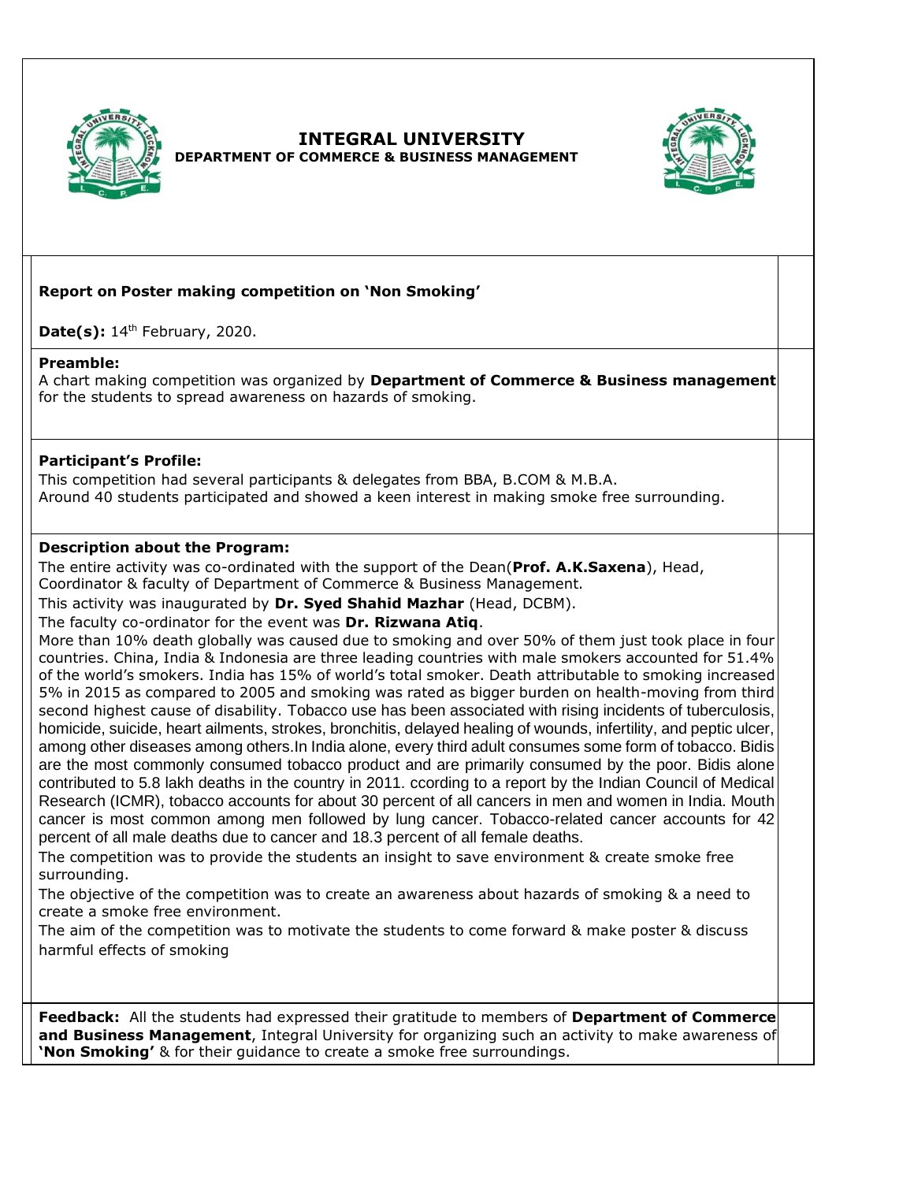# INTEGRAL UNIVERSITY

**DEPARTMENT OF COMMERCE & BUSINESS MANAGEMENT**

**Report on Poster making competition on 'Non Smoking'**

**Date(s):** 14th February, 2020.

**Preamble:**

A chart making competition was organized by **Department of Commerce & Business management** for the students to spread awareness on hazards of smoking.

**Participant's Profile:**

This competition had several participants & delegates from BBA, B.COM & M.B.A.
Around 40 students participated and showed a keen interest in making smoke free surrounding.

**Description about the Program:**

The entire activity was co-ordinated with the support of the Dean(**Prof. A.K.Saxena**), Head, Coordinator & faculty of Department of Commerce & Business Management.

This activity was inaugurated by **Dr. Syed Shahid Mazhar** (Head, DCBM).

The faculty co-ordinator for the event was **Dr. Rizwana Atiq**.

More than 10% death globally was caused due to smoking and over 50% of them just took place in four countries. China, India & Indonesia are three leading countries with male smokers accounted for 51.4% of the world's smokers. India has 15% of world's total smoker. Death attributable to smoking increased 5% in 2015 as compared to 2005 and smoking was rated as bigger burden on health-moving from third second highest cause of disability. Tobacco use has been associated with rising incidents of tuberculosis, homicide, suicide, heart ailments, strokes, bronchitis, delayed healing of wounds, infertility, and peptic ulcer, among other diseases among others.In India alone, every third adult consumes some form of tobacco. Bidis are the most commonly consumed tobacco product and are primarily consumed by the poor. Bidis alone contributed to 5.8 lakh deaths in the country in 2011. ccording to a report by the Indian Council of Medical Research (ICMR), tobacco accounts for about 30 percent of all cancers in men and women in India. Mouth cancer is most common among men followed by lung cancer. Tobacco-related cancer accounts for 42 percent of all male deaths due to cancer and 18.3 percent of all female deaths.

The competition was to provide the students an insight to save environment & create smoke free surrounding.

The objective of the competition was to create an awareness about hazards of smoking & a need to create a smoke free environment.

The aim of the competition was to motivate the students to come forward & make poster & discuss harmful effects of smoking

**Feedback:** All the students had expressed their gratitude to members of **Department of Commerce and Business Management**, Integral University for organizing such an activity to make awareness of **'Non Smoking'** & for their guidance to create a smoke free surroundings.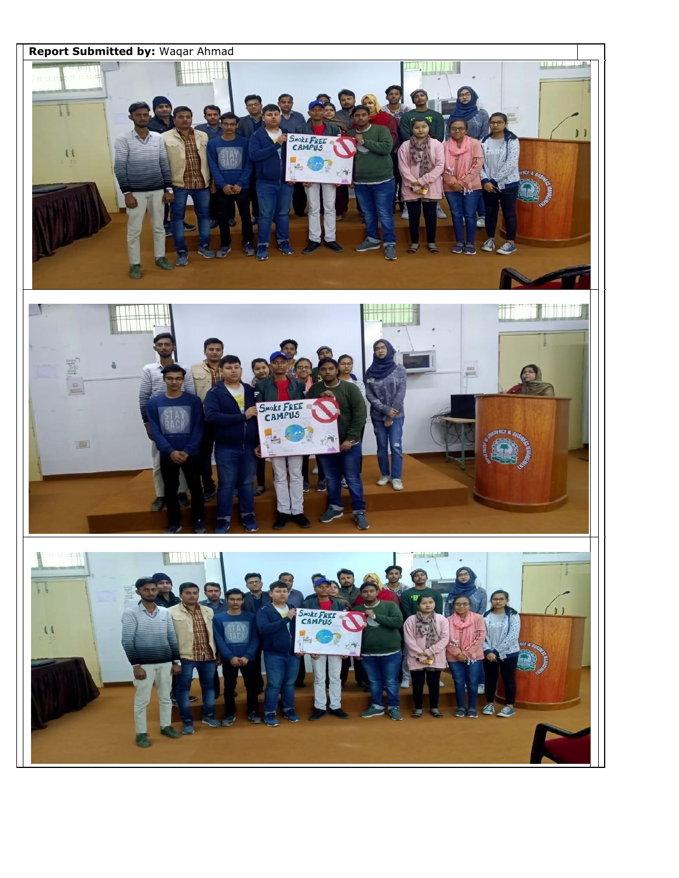**Report Submitted by:** Waqar Ahmad